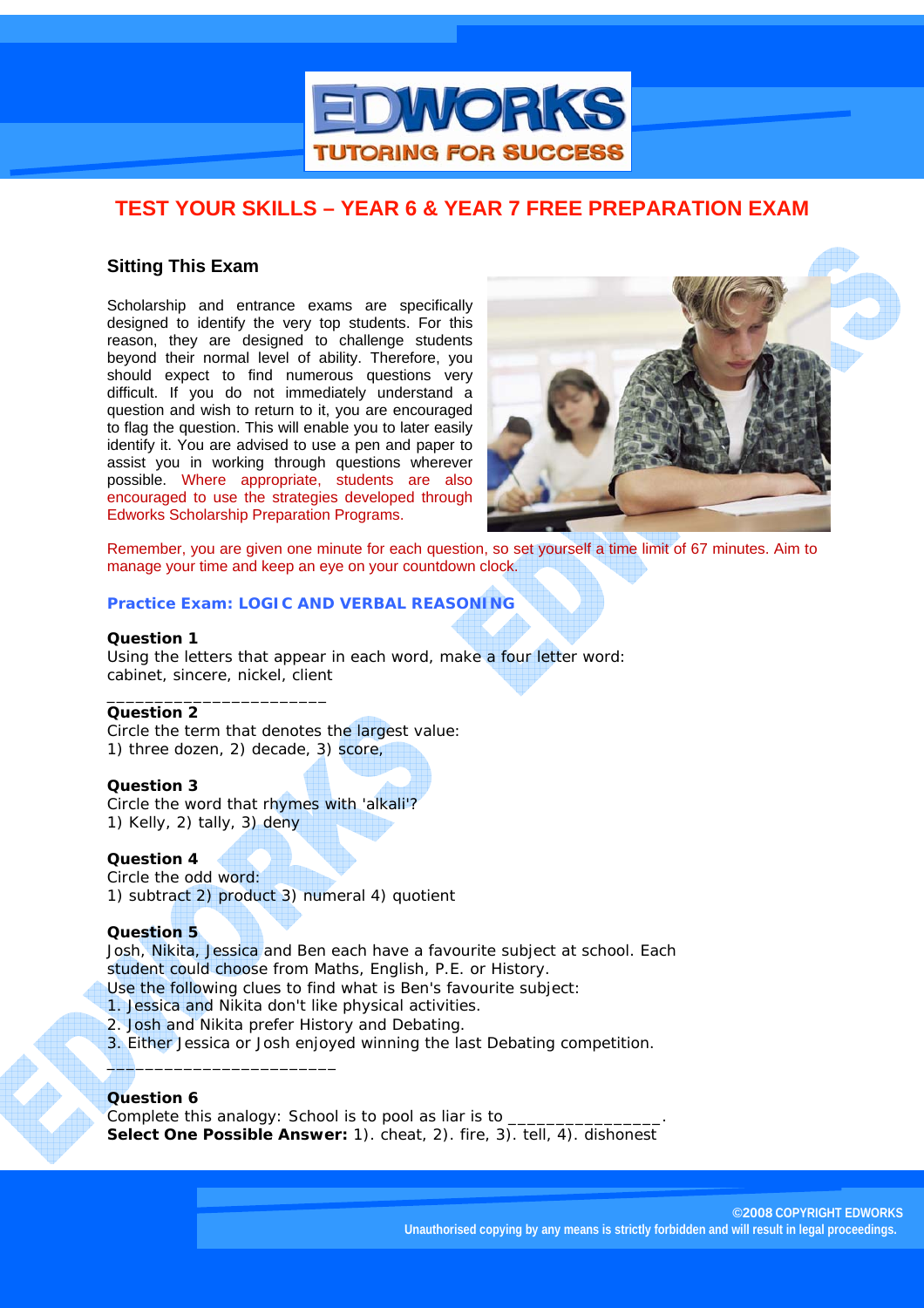# TEST YOUR SKILLS – YEAR 6 & YEAR 7 FREE PREPARATION EXAM

## Sitting This Exam

Scholarship and entrance exams are specifically designed to identify the very top students. For this reason, they are designed to challenge students beyond their normal level of ability. Therefore, you should expect to find numerous questions very difficult. If you do not immediately understand a question and wish to return to it, you are encouraged to flag the question. This will enable you to later easily identify it. You are advised to use a pen and paper to assist you in working through questions wherever possible. Where appropriate, students are also encouraged to use the strategies developed through Edworks Scholarship Preparation Programs.

Remember, you are given one minute for each question, so set yourself a time limit of 67 minutes. Aim to manage your time and keep an eye on your countdown clock.

### Practice Exam: LOGIC AND VERBAL REASONING

**Question 1**
Using the letters that appear in each word, make a four letter word:
cabinet, sincere, nickel, client

_______________________

**Question 2**
Circle the term that denotes the largest value:
1) three dozen, 2) decade, 3) score,

**Question 3**
Circle the word that rhymes with 'alkali'?
1) Kelly, 2) tally, 3) deny

**Question 4**
Circle the odd word:
1) subtract 2) product 3) numeral 4) quotient

**Question 5**
Josh, Nikita, Jessica and Ben each have a favourite subject at school. Each student could choose from Maths, English, P.E. or History.
Use the following clues to find what is Ben's favourite subject:
1. Jessica and Nikita don't like physical activities.
2. Josh and Nikita prefer History and Debating.
3. Either Jessica or Josh enjoyed winning the last Debating competition.

________________________

**Question 6**
Complete this analogy: School is to pool as liar is to _______________.
**Select One Possible Answer:** 1). cheat, 2). fire, 3). tell, 4). dishonest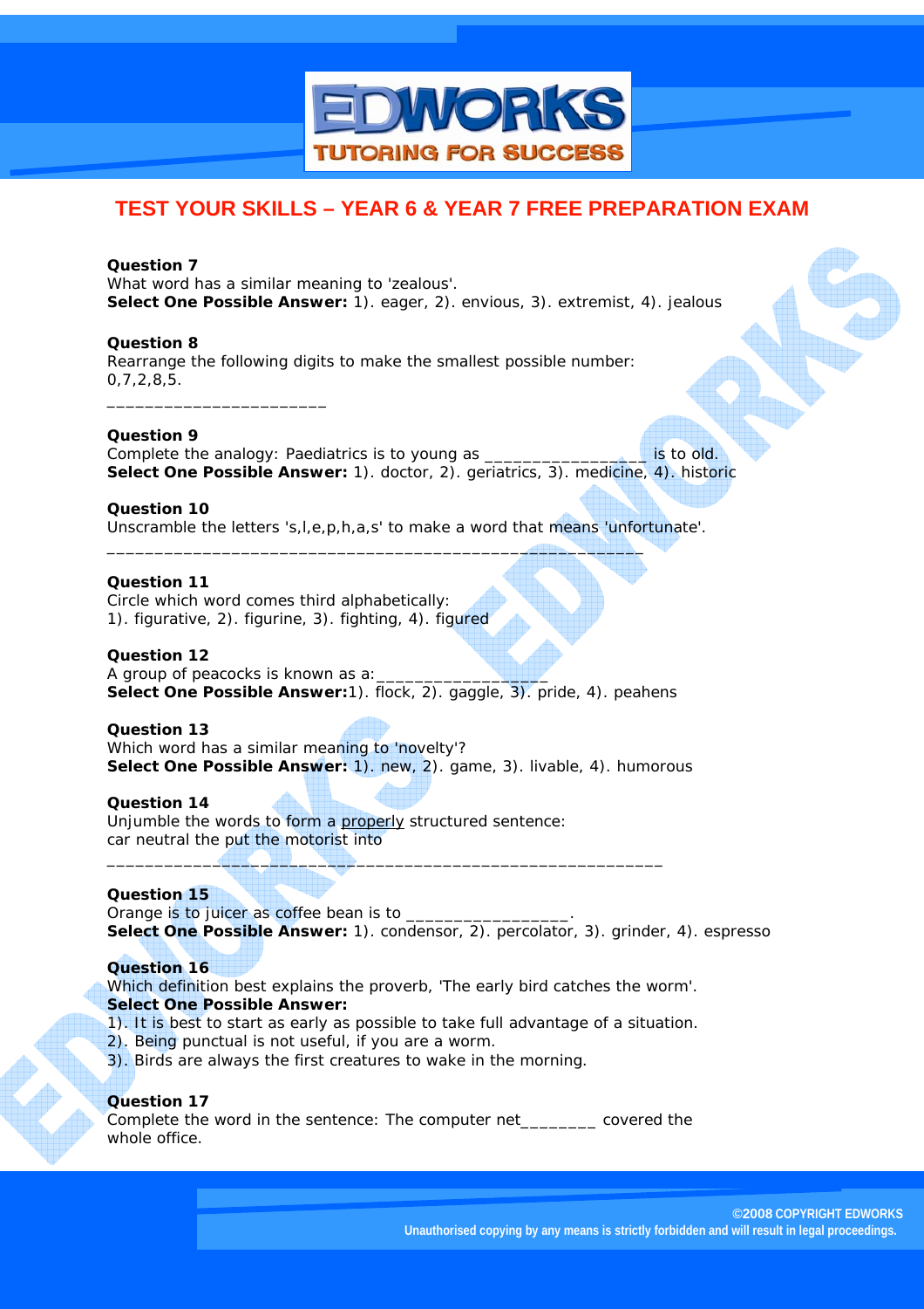## TEST YOUR SKILLS – YEAR 6 & YEAR 7 FREE PREPARATION EXAM

**Question 7**
What word has a similar meaning to 'zealous'.
**Select One Possible Answer:** 1). eager, 2). envious, 3). extremist, 4). jealous

**Question 8**
Rearrange the following digits to make the smallest possible number:
0,7,2,8,5.

________________________

**Question 9**
Complete the analogy: Paediatrics is to young as _________________ is to old.
**Select One Possible Answer:** 1). doctor, 2). geriatrics, 3). medicine, 4). historic

**Question 10**
Unscramble the letters 's,l,e,p,h,a,s' to make a word that means 'unfortunate'.

__________________________________________________________

**Question 11**
Circle which word comes third alphabetically:
1). figurative, 2). figurine, 3). fighting, 4). figured

**Question 12**
A group of peacocks is known as a:__________________
**Select One Possible Answer:**1). flock, 2). gaggle, 3). pride, 4). peahens

**Question 13**
Which word has a similar meaning to 'novelty'?
**Select One Possible Answer:** 1). new, 2). game, 3). livable, 4). humorous

**Question 14**
Unjumble the words to form a properly structured sentence:
car neutral the put the motorist into

____________________________________________________________

**Question 15**
Orange is to juicer as coffee bean is to _________________.
**Select One Possible Answer:** 1). condensor, 2). percolator, 3). grinder, 4). espresso

**Question 16**
Which definition best explains the proverb, 'The early bird catches the worm'.
**Select One Possible Answer:**
1). It is best to start as early as possible to take full advantage of a situation.
2). Being punctual is not useful, if you are a worm.
3). Birds are always the first creatures to wake in the morning.

**Question 17**
Complete the word in the sentence: The computer net________ covered the whole office.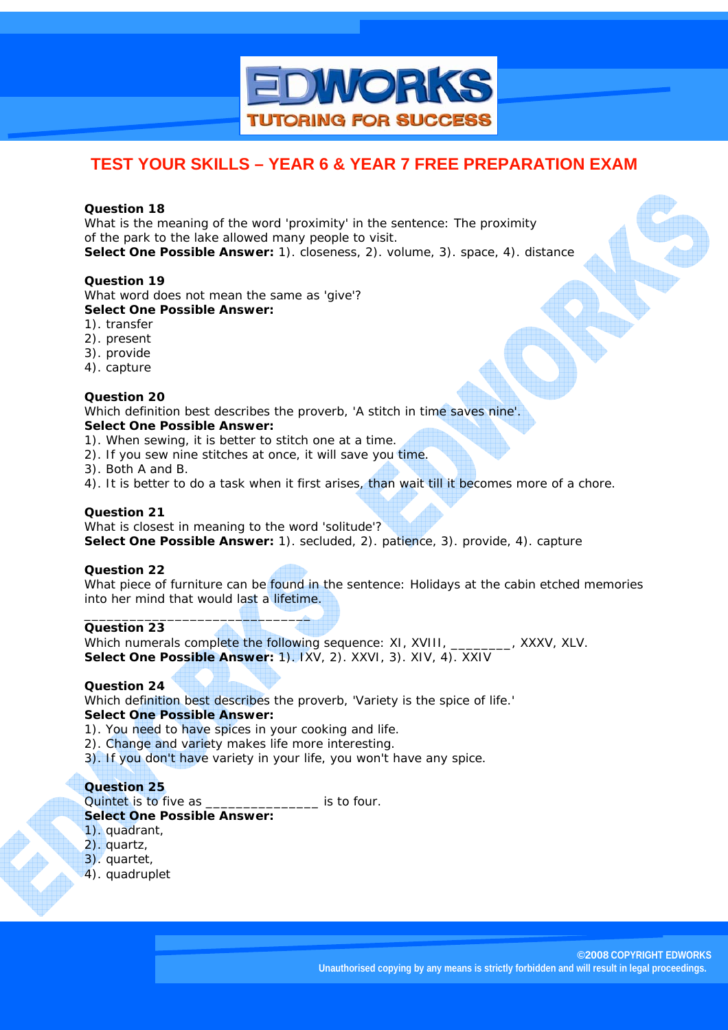# TEST YOUR SKILLS – YEAR 6 & YEAR 7 FREE PREPARATION EXAM

**Question 18**
What is the meaning of the word 'proximity' in the sentence: The proximity of the park to the lake allowed many people to visit.
**Select One Possible Answer:** 1). closeness, 2). volume, 3). space, 4). distance

**Question 19**
What word does not mean the same as 'give'?
**Select One Possible Answer:**
1). transfer
2). present
3). provide
4). capture

**Question 20**
Which definition best describes the proverb, 'A stitch in time saves nine'.
**Select One Possible Answer:**
1). When sewing, it is better to stitch one at a time.
2). If you sew nine stitches at once, it will save you time.
3). Both A and B.
4). It is better to do a task when it first arises, than wait till it becomes more of a chore.

**Question 21**
What is closest in meaning to the word 'solitude'?
**Select One Possible Answer:** 1). secluded, 2). patience, 3). provide, 4). capture

**Question 22**
What piece of furniture can be found in the sentence: Holidays at the cabin etched memories into her mind that would last a lifetime.
______________________________

**Question 23**
Which numerals complete the following sequence: XI, XVIII, ________, XXXV, XLV.
**Select One Possible Answer:** 1). IXV, 2). XXVI, 3). XIV, 4). XXIV

**Question 24**
Which definition best describes the proverb, 'Variety is the spice of life.'
**Select One Possible Answer:**
1). You need to have spices in your cooking and life.
2). Change and variety makes life more interesting.
3). If you don't have variety in your life, you won't have any spice.

**Question 25**
Quintet is to five as _______________ is to four.
**Select One Possible Answer:**
1). quadrant,
2). quartz,
3). quartet,
4). quadruplet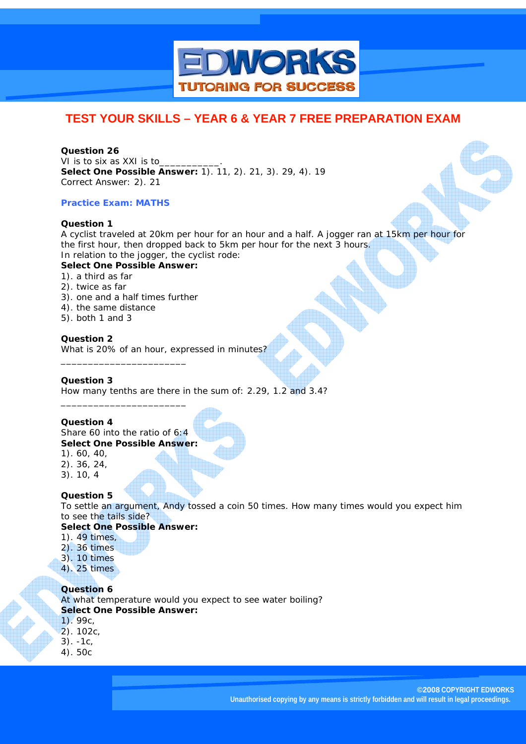# TEST YOUR SKILLS – YEAR 6 & YEAR 7 FREE PREPARATION EXAM

**Question 26**
VI is to six as XXI is to___________.
**Select One Possible Answer:** 1). 11, 2). 21, 3). 29, 4). 19
Correct Answer: 2). 21

**Practice Exam: MATHS**

**Question 1**
A cyclist traveled at 20km per hour for an hour and a half. A jogger ran at 15km per hour for the first hour, then dropped back to 5km per hour for the next 3 hours.
In relation to the jogger, the cyclist rode:
**Select One Possible Answer:**
1). a third as far
2). twice as far
3). one and a half times further
4). the same distance
5). both 1 and 3

**Question 2**
What is 20% of an hour, expressed in minutes?
_______________________

**Question 3**
How many tenths are there in the sum of: 2.29, 1.2 and 3.4?
_______________________

**Question 4**
Share 60 into the ratio of 6:4
**Select One Possible Answer:**
1). 60, 40,
2). 36, 24,
3). 10, 4

**Question 5**
To settle an argument, Andy tossed a coin 50 times. How many times would you expect him to see the tails side?
**Select One Possible Answer:**
1). 49 times,
2). 36 times
3). 10 times
4). 25 times

**Question 6**
At what temperature would you expect to see water boiling?
**Select One Possible Answer:**
1). 99c,
2). 102c,
3). -1c,
4). 50c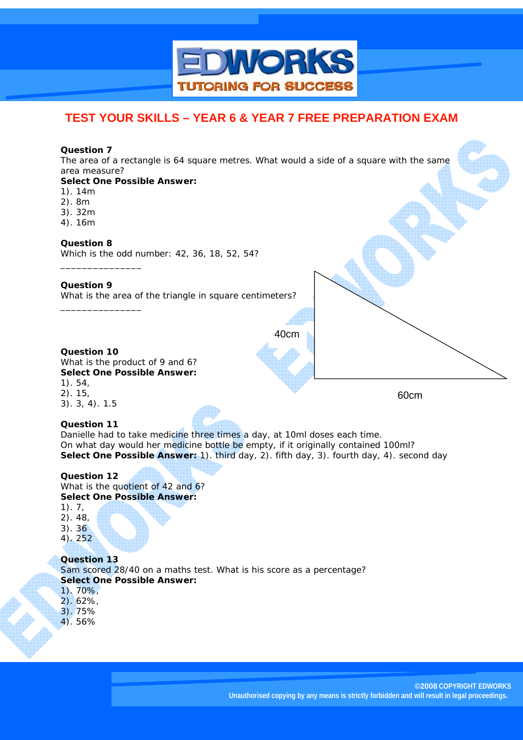## TEST YOUR SKILLS – YEAR 6 & YEAR 7 FREE PREPARATION EXAM

**Question 7**
The area of a rectangle is 64 square metres. What would a side of a square with the same area measure?
**Select One Possible Answer:**
1). 14m
2). 8m
3). 32m
4). 16m

**Question 8**
Which is the odd number: 42, 36, 18, 52, 54?

_______________

**Question 9**
What is the area of the triangle in square centimeters?

_______________

40cm

60cm

**Question 10**
What is the product of 9 and 6?
**Select One Possible Answer:**
1). 54,
2). 15,
3). 3, 4). 1.5

**Question 11**
Danielle had to take medicine three times a day, at 10ml doses each time.
On what day would her medicine bottle be empty, if it originally contained 100ml?
**Select One Possible Answer:** 1). third day, 2). fifth day, 3). fourth day, 4). second day

**Question 12**
What is the quotient of 42 and 6?
**Select One Possible Answer:**
1). 7,
2). 48,
3). 36
4). 252

**Question 13**
Sam scored 28/40 on a maths test. What is his score as a percentage?
**Select One Possible Answer:**
1). 70%,
2). 62%,
3). 75%
4). 56%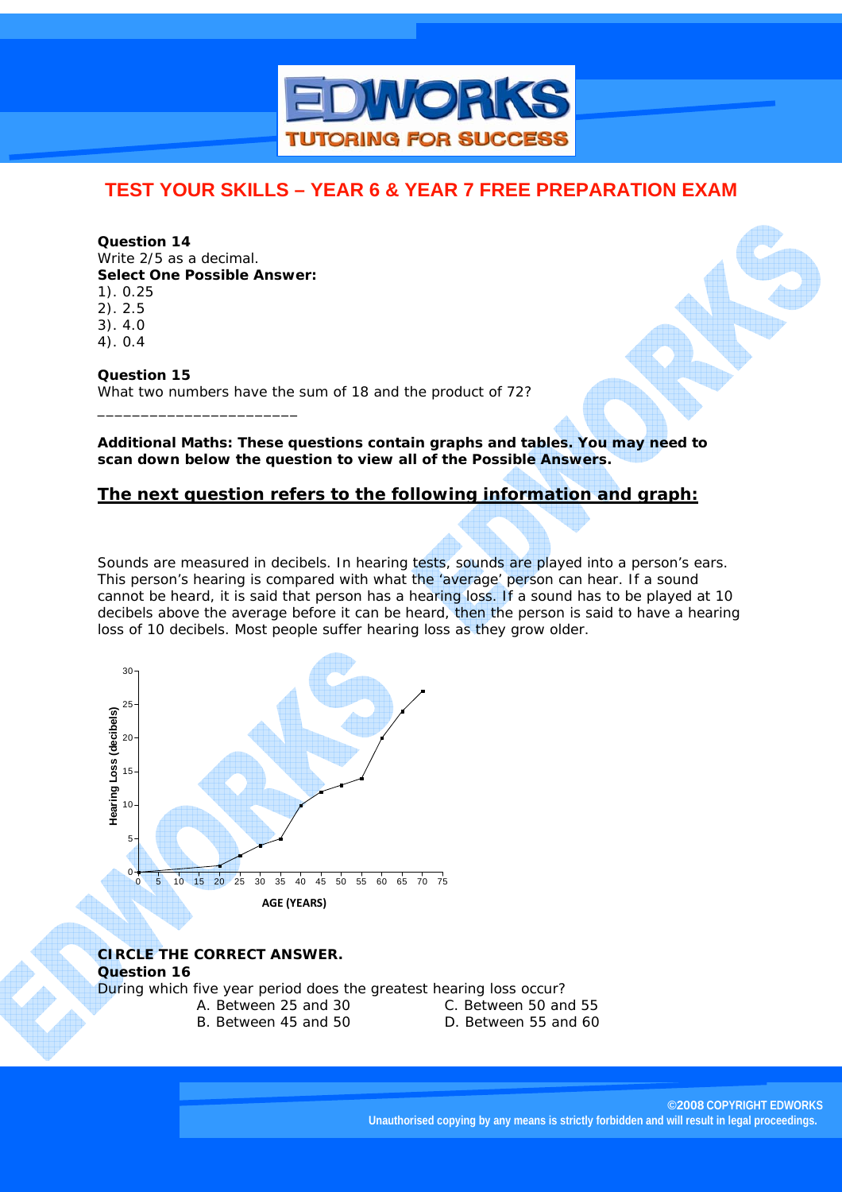# TEST YOUR SKILLS – YEAR 6 & YEAR 7 FREE PREPARATION EXAM

**Question 14**
Write 2/5 as a decimal.
**Select One Possible Answer:**
1). 0.25
2). 2.5
3). 4.0
4). 0.4

**Question 15**
What two numbers have the sum of 18 and the product of 72?

_______________________

**Additional Maths: These questions contain graphs and tables. You may need to scan down below the question to view all of the Possible Answers.**

## The next question refers to the following information and graph:

Sounds are measured in decibels. In hearing tests, sounds are played into a person's ears. This person's hearing is compared with what the 'average' person can hear. If a sound cannot be heard, it is said that person has a hearing loss. If a sound has to be played at 10 decibels above the average before it can be heard, then the person is said to have a hearing loss of 10 decibels. Most people suffer hearing loss as they grow older.

Hearing Loss (decibels)
0 5 10 15 20 25 30
0 5 10 15 20 25 30 35 40 45 50 55 60 65 70 75
AGE (YEARS)

**CIRCLE THE CORRECT ANSWER.**
**Question 16**
During which five year period does the greatest hearing loss occur?

A. Between 25 and 30
B. Between 45 and 50
C. Between 50 and 55
D. Between 55 and 60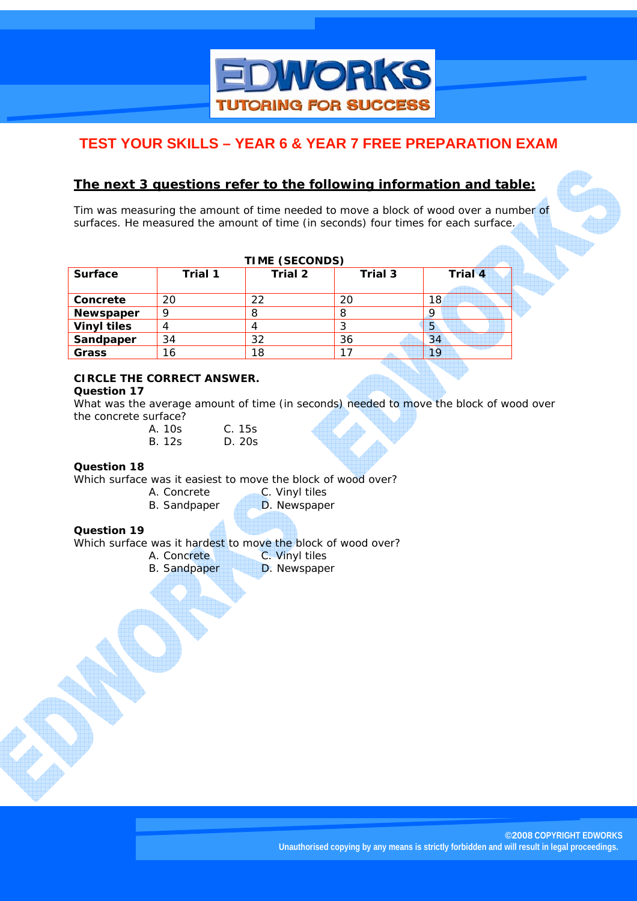## TEST YOUR SKILLS – YEAR 6 & YEAR 7 FREE PREPARATION EXAM

### The next 3 questions refer to the following information and table:

Tim was measuring the amount of time needed to move a block of wood over a number of surfaces. He measured the amount of time (in seconds) four times for each surface.

**TIME (SECONDS)**

| Surface | Trial 1 | Trial 2 | Trial 3 | Trial 4 |
|---|---|---|---|---|
| **Concrete** | 20 | 22 | 20 | 18 |
| **Newspaper** | 9 | 8 | 8 | 9 |
| **Vinyl tiles** | 4 | 4 | 3 | 5 |
| **Sandpaper** | 34 | 32 | 36 | 34 |
| **Grass** | 16 | 18 | 17 | 19 |

**CIRCLE THE CORRECT ANSWER.**

**Question 17**

What was the average amount of time (in seconds) needed to move the block of wood over the concrete surface?

A. 10s C. 15s
B. 12s D. 20s

**Question 18**

Which surface was it easiest to move the block of wood over?

A. Concrete C. Vinyl tiles
B. Sandpaper D. Newspaper

**Question 19**

Which surface was it hardest to move the block of wood over?

A. Concrete C. Vinyl tiles
B. Sandpaper D. Newspaper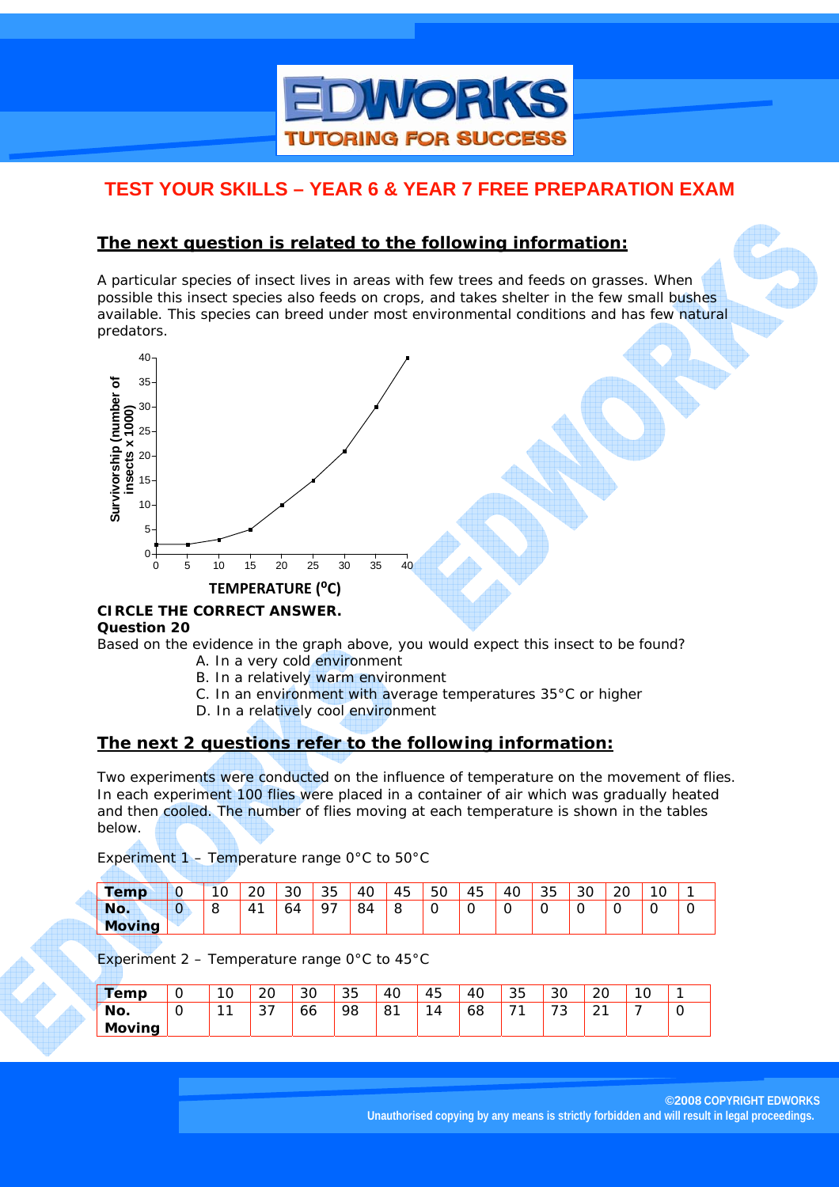## TEST YOUR SKILLS – YEAR 6 & YEAR 7 FREE PREPARATION EXAM

### The next question is related to the following information:

A particular species of insect lives in areas with few trees and feeds on grasses. When possible this insect species also feeds on crops, and takes shelter in the few small bushes available. This species can breed under most environmental conditions and has few natural predators.

Survivorship (number of insects x 1000)

40
35
30
25
20
15
10
5
0

0 5 10 15 20 25 30 35 40

TEMPERATURE ($^oC$)

**CIRCLE THE CORRECT ANSWER.**

**Question 20**

Based on the evidence in the graph above, you would expect this insect to be found?

A. In a very cold environment
B. In a relatively warm environment
C. In an environment with average temperatures 35°C or higher
D. In a relatively cool environment

### The next 2 questions refer to the following information:

Two experiments were conducted on the influence of temperature on the movement of flies. In each experiment 100 flies were placed in a container of air which was gradually heated and then cooled. The number of flies moving at each temperature is shown in the tables below.

Experiment 1 – Temperature range 0°C to 50°C

| | | | | | | | | | | | | | | |
|---|---|---|---|---|---|---|---|---|---|---|---|---|---|---|
| **Temp** | 0 | 10 | 20 | 30 | 35 | 40 | 45 | 50 | 45 | 40 | 35 | 30 | 20 | 10 | 1 |
| **No. Moving** | 0 | 8 | 41 | 64 | 97 | 84 | 8 | 0 | 0 | 0 | 0 | 0 | 0 | 0 | 0 |

Experiment 2 – Temperature range 0°C to 45°C

| | | | | | | | | | | | | | |
|---|---|---|---|---|---|---|---|---|---|---|---|---|---|
| **Temp** | 0 | 10 | 20 | 30 | 35 | 40 | 45 | 40 | 35 | 30 | 20 | 10 | 1 |
| **No. Moving** | 0 | 11 | 37 | 66 | 98 | 81 | 14 | 68 | 71 | 73 | 21 | 7 | 0 |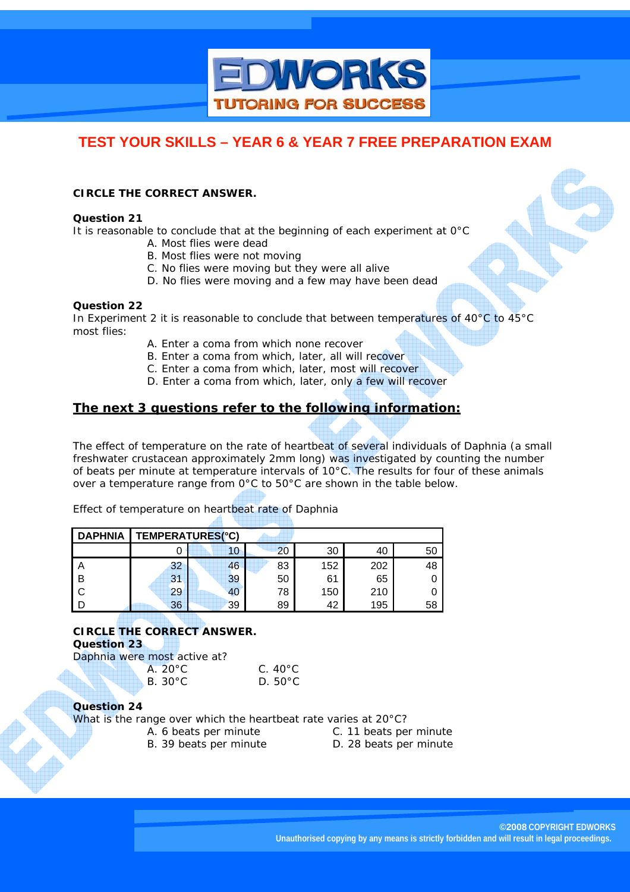## TEST YOUR SKILLS – YEAR 6 & YEAR 7 FREE PREPARATION EXAM

**CIRCLE THE CORRECT ANSWER.**

**Question 21**

It is reasonable to conclude that at the beginning of each experiment at 0°C

A. Most flies were dead
B. Most flies were not moving
C. No flies were moving but they were all alive
D. No flies were moving and a few may have been dead

**Question 22**

In Experiment 2 it is reasonable to conclude that between temperatures of 40°C to 45°C most flies:

A. Enter a coma from which none recover
B. Enter a coma from which, later, all will recover
C. Enter a coma from which, later, most will recover
D. Enter a coma from which, later, only a few will recover

## The next 3 questions refer to the following information:

The effect of temperature on the rate of heartbeat of several individuals of Daphnia (a small freshwater crustacean approximately 2mm long) was investigated by counting the number of beats per minute at temperature intervals of 10°C. The results for four of these animals over a temperature range from 0°C to 50°C are shown in the table below.

Effect of temperature on heartbeat rate of Daphnia

| DAPHNIA | TEMPERATURES(°C) | | | | | |
|---|---|---|---|---|---|---|
| | 0 | 10 | 20 | 30 | 40 | 50 |
| A | 32 | 46 | 83 | 152 | 202 | 48 |
| B | 31 | 39 | 50 | 61 | 65 | 0 |
| C | 29 | 40 | 78 | 150 | 210 | 0 |
| D | 36 | 39 | 89 | 42 | 195 | 58 |

**CIRCLE THE CORRECT ANSWER.**

**Question 23**

Daphnia were most active at?

A. 20°C
B. 30°C
C. 40°C
D. 50°C

**Question 24**

What is the range over which the heartbeat rate varies at 20°C?

A. 6 beats per minute
B. 39 beats per minute
C. 11 beats per minute
D. 28 beats per minute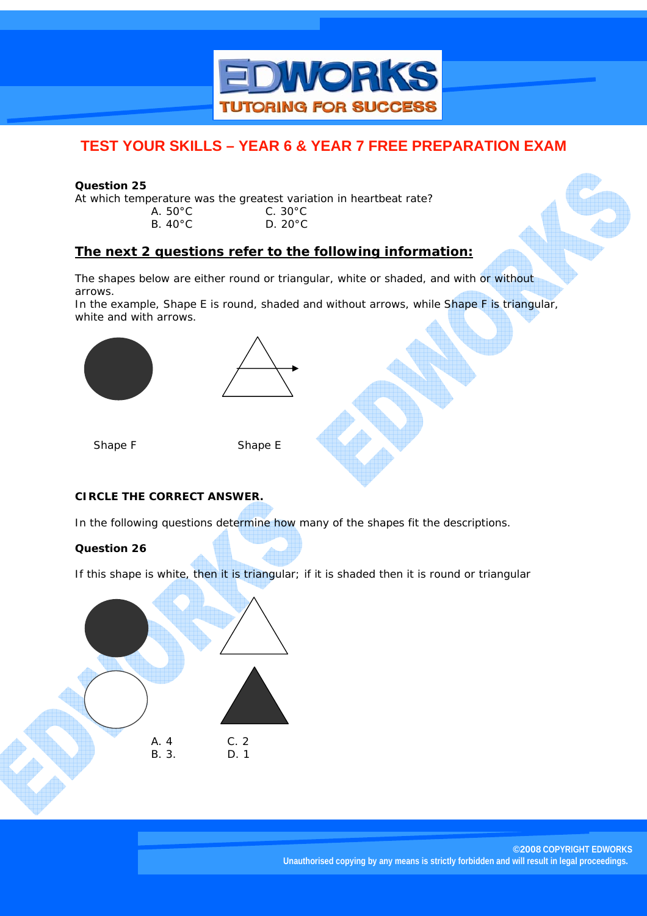## TEST YOUR SKILLS – YEAR 6 & YEAR 7 FREE PREPARATION EXAM

**Question 25**

At which temperature was the greatest variation in heartbeat rate?

A. 50°C    C. 30°C
B. 40°C    D. 20°C

### The next 2 questions refer to the following information:

The shapes below are either round or triangular, white or shaded, and with or without arrows.

In the example, Shape E is round, shaded and without arrows, while Shape F is triangular, white and with arrows.

Shape F    Shape E

**CIRCLE THE CORRECT ANSWER.**

In the following questions determine how many of the shapes fit the descriptions.

**Question 26**

If this shape is white, then it is triangular; if it is shaded then it is round or triangular

A. 4    C. 2
B. 3.    D. 1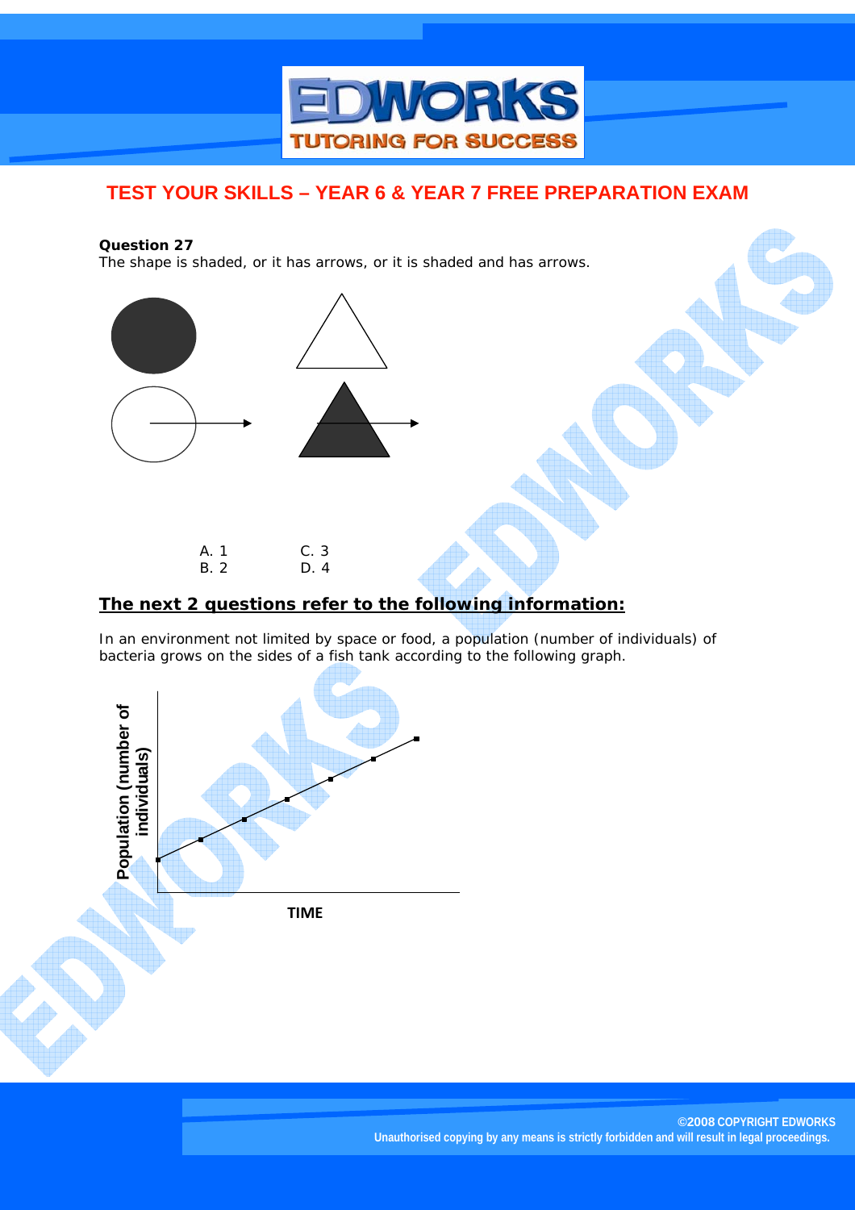**Question 27**

The shape is shaded, or it has arrows, or it is shaded and has arrows.

A. 1
B. 2
C. 3
D. 4

## The next 2 questions refer to the following information:

In an environment not limited by space or food, a population (number of individuals) of bacteria grows on the sides of a fish tank according to the following graph.

Population (number of individuals)

TIME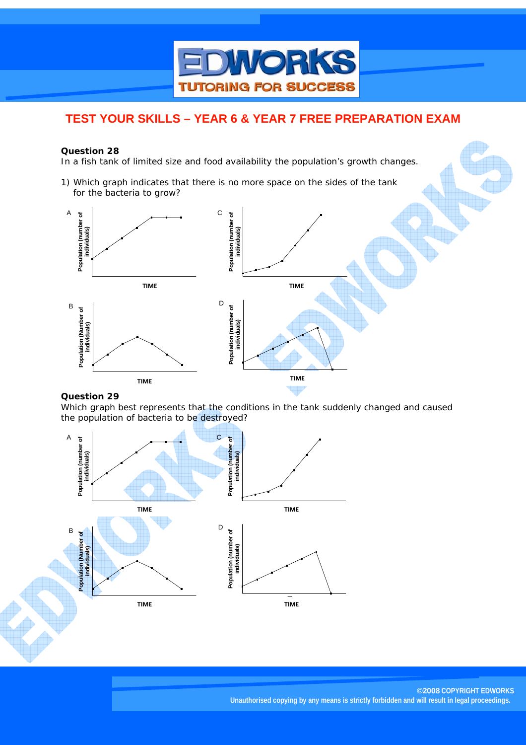## TEST YOUR SKILLS – YEAR 6 & YEAR 7 FREE PREPARATION EXAM

**Question 28**

In a fish tank of limited size and food availability the population's growth changes.

1) Which graph indicates that there is no more space on the sides of the tank for the bacteria to grow?

A
Population (number of individuals)
TIME

C
Population (number of individuals)
TIME

B
Population (Number of individuals)
TIME

D
Population (number of individuals)
TIME

**Question 29**

Which graph best represents that the conditions in the tank suddenly changed and caused the population of bacteria to be destroyed?

A
Population (number of individuals)
TIME

C
Population (number of individuals)
TIME

B
Population (Number of individuals)
TIME

D
Population (number of individuals)
TIME

©2008 COPYRIGHT EDWORKS
Unauthorised copying by any means is strictly forbidden and will result in legal proceedings.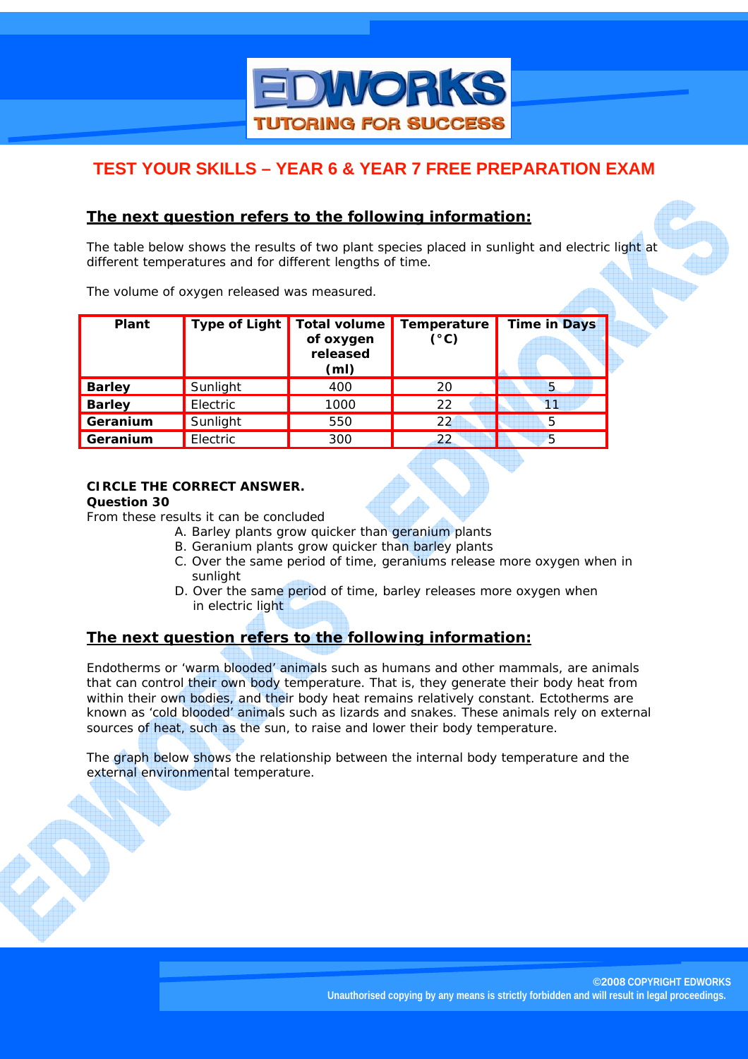## TEST YOUR SKILLS – YEAR 6 & YEAR 7 FREE PREPARATION EXAM

### The next question refers to the following information:

The table below shows the results of two plant species placed in sunlight and electric light at different temperatures and for different lengths of time.

The volume of oxygen released was measured.

| Plant | Type of Light | Total volume of oxygen released (ml) | Temperature (°C) | Time in Days |
|---|---|---|---|---|
| **Barley** | Sunlight | 400 | 20 | 5 |
| **Barley** | Electric | 1000 | 22 | 11 |
| **Geranium** | Sunlight | 550 | 22 | 5 |
| **Geranium** | Electric | 300 | 22 | 5 |

**CIRCLE THE CORRECT ANSWER.**

**Question 30**

From these results it can be concluded

A. Barley plants grow quicker than geranium plants
B. Geranium plants grow quicker than barley plants
C. Over the same period of time, geraniums release more oxygen when in sunlight
D. Over the same period of time, barley releases more oxygen when in electric light

### The next question refers to the following information:

Endotherms or 'warm blooded' animals such as humans and other mammals, are animals that can control their own body temperature. That is, they generate their body heat from within their own bodies, and their body heat remains relatively constant. Ectotherms are known as 'cold blooded' animals such as lizards and snakes. These animals rely on external sources of heat, such as the sun, to raise and lower their body temperature.

The graph below shows the relationship between the internal body temperature and the external environmental temperature.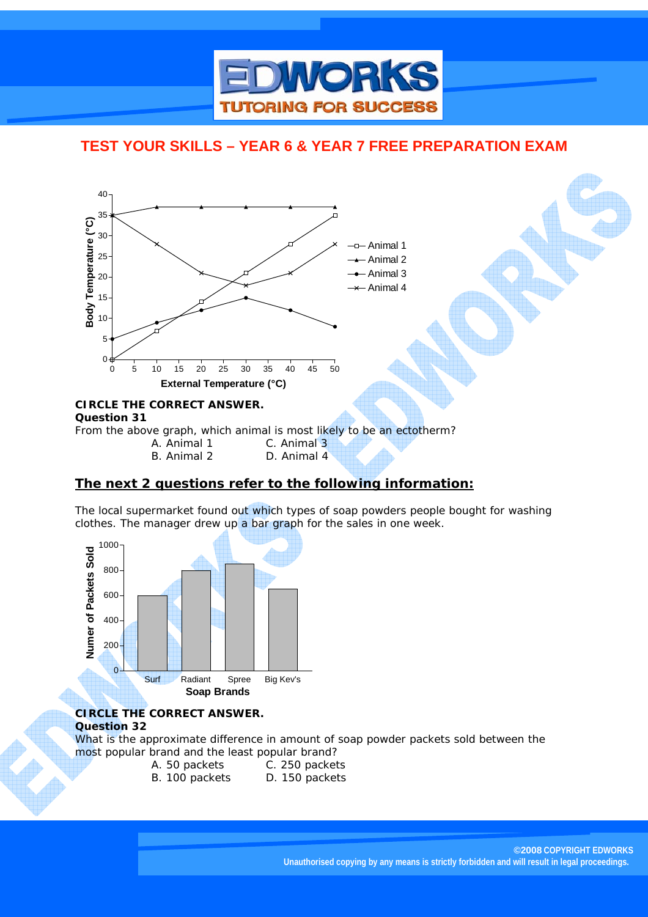# TEST YOUR SKILLS – YEAR 6 & YEAR 7 FREE PREPARATION EXAM

Body Temperature (°C)

40
35
30
25
20
15
10
5
0

0 5 10 15 20 25 30 35 40 45 50

External Temperature (°C)

Animal 1
Animal 2
Animal 3
Animal 4

**CIRCLE THE CORRECT ANSWER.**

**Question 31**

From the above graph, which animal is most likely to be an ectotherm?

A. Animal 1 C. Animal 3
B. Animal 2 D. Animal 4

## The next 2 questions refer to the following information:

The local supermarket found out which types of soap powders people bought for washing clothes. The manager drew up a bar graph for the sales in one week.

Numer of Packets Sold

1000
800
600
400
200
0

Surf Radiant Spree Big Kev's

Soap Brands

**CIRCLE THE CORRECT ANSWER.**

**Question 32**

What is the approximate difference in amount of soap powder packets sold between the most popular brand and the least popular brand?

A. 50 packets C. 250 packets
B. 100 packets D. 150 packets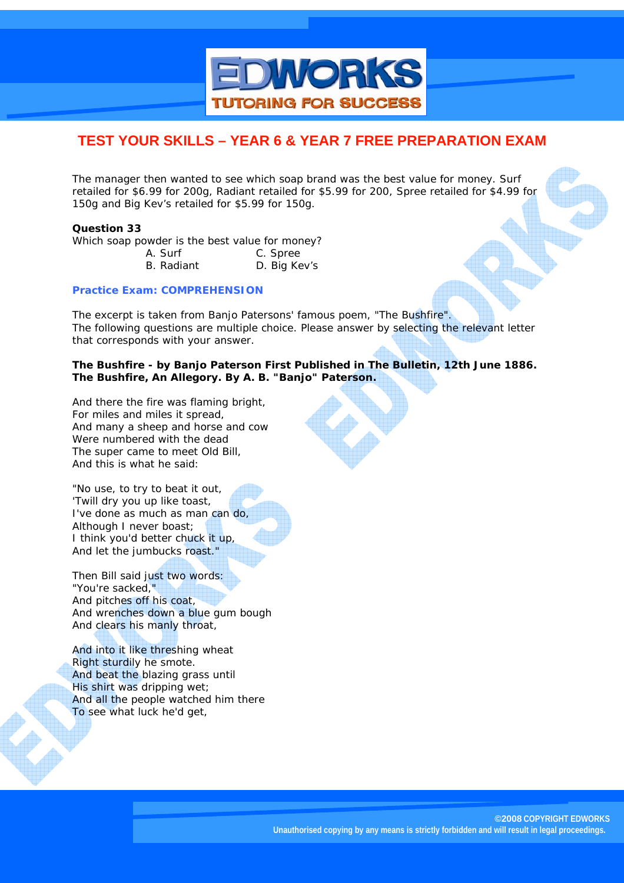## TEST YOUR SKILLS – YEAR 6 & YEAR 7 FREE PREPARATION EXAM

The manager then wanted to see which soap brand was the best value for money. Surf retailed for $6.99 for 200g, Radiant retailed for $5.99 for 200, Spree retailed for $4.99 for 150g and Big Kev's retailed for $5.99 for 150g.

**Question 33**

Which soap powder is the best value for money?

A. Surf
B. Radiant
C. Spree
D. Big Kev's

### Practice Exam: COMPREHENSION

The excerpt is taken from Banjo Patersons' famous poem, "The Bushfire".
The following questions are multiple choice. Please answer by selecting the relevant letter that corresponds with your answer.

**The Bushfire - by Banjo Paterson First Published in The Bulletin, 12th June 1886.**
**The Bushfire, An Allegory. By A. B. "Banjo" Paterson.**

And there the fire was flaming bright,
For miles and miles it spread,
And many a sheep and horse and cow
Were numbered with the dead
The super came to meet Old Bill,
And this is what he said:

"No use, to try to beat it out,
'Twill dry you up like toast,
I've done as much as man can do,
Although I never boast;
I think you'd better chuck it up,
And let the jumbucks roast."

Then Bill said just two words:
"You're sacked,"
And pitches off his coat,
And wrenches down a blue gum bough
And clears his manly throat,

And into it like threshing wheat
Right sturdily he smote.
And beat the blazing grass until
His shirt was dripping wet;
And all the people watched him there
To see what luck he'd get,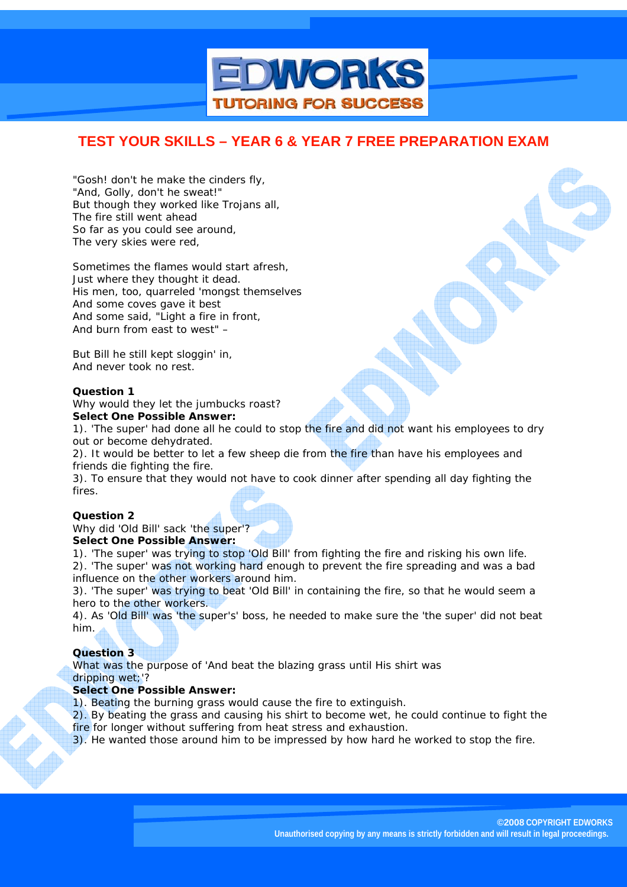## TEST YOUR SKILLS – YEAR 6 & YEAR 7 FREE PREPARATION EXAM

"Gosh! don't he make the cinders fly,
"And, Golly, don't he sweat!"
But though they worked like Trojans all,
The fire still went ahead
So far as you could see around,
The very skies were red,

Sometimes the flames would start afresh,
Just where they thought it dead.
His men, too, quarreled 'mongst themselves
And some coves gave it best
And some said, "Light a fire in front,
And burn from east to west" –

But Bill he still kept sloggin' in,
And never took no rest.

**Question 1**

Why would they let the jumbucks roast?

**Select One Possible Answer:**

1). 'The super' had done all he could to stop the fire and did not want his employees to dry out or become dehydrated.

2). It would be better to let a few sheep die from the fire than have his employees and friends die fighting the fire.

3). To ensure that they would not have to cook dinner after spending all day fighting the fires.

**Question 2**

Why did 'Old Bill' sack 'the super'?

**Select One Possible Answer:**

1). 'The super' was trying to stop 'Old Bill' from fighting the fire and risking his own life.

2). 'The super' was not working hard enough to prevent the fire spreading and was a bad influence on the other workers around him.

3). 'The super' was trying to beat 'Old Bill' in containing the fire, so that he would seem a hero to the other workers.

4). As 'Old Bill' was 'the super's' boss, he needed to make sure the 'the super' did not beat him.

**Question 3**

What was the purpose of 'And beat the blazing grass until His shirt was dripping wet;'?

**Select One Possible Answer:**

1). Beating the burning grass would cause the fire to extinguish.

2). By beating the grass and causing his shirt to become wet, he could continue to fight the fire for longer without suffering from heat stress and exhaustion.

3). He wanted those around him to be impressed by how hard he worked to stop the fire.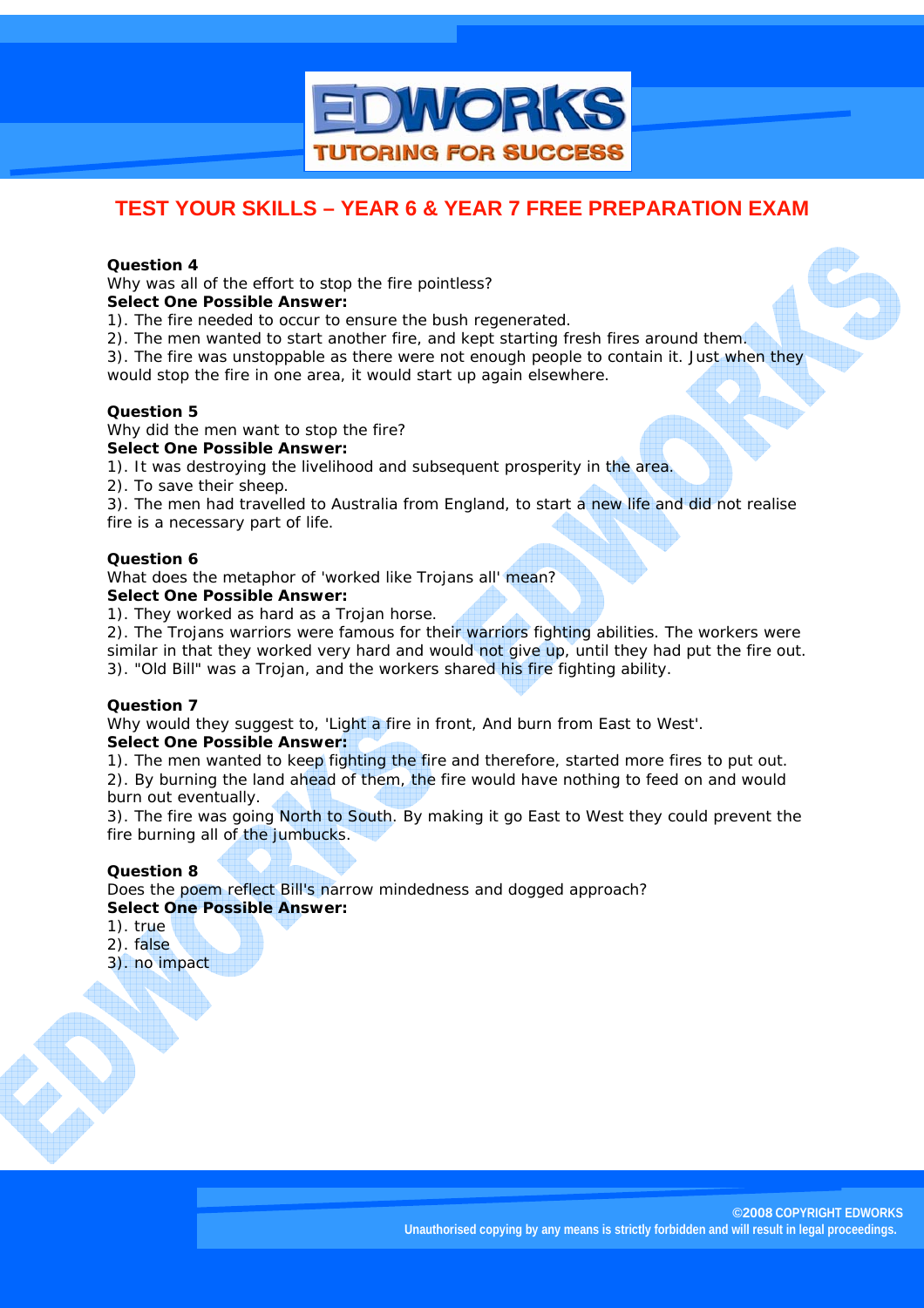## TEST YOUR SKILLS – YEAR 6 & YEAR 7 FREE PREPARATION EXAM

**Question 4**

Why was all of the effort to stop the fire pointless?

**Select One Possible Answer:**

1). The fire needed to occur to ensure the bush regenerated.

2). The men wanted to start another fire, and kept starting fresh fires around them.

3). The fire was unstoppable as there were not enough people to contain it. Just when they would stop the fire in one area, it would start up again elsewhere.

**Question 5**

Why did the men want to stop the fire?

**Select One Possible Answer:**

1). It was destroying the livelihood and subsequent prosperity in the area.

2). To save their sheep.

3). The men had travelled to Australia from England, to start a new life and did not realise fire is a necessary part of life.

**Question 6**

What does the metaphor of 'worked like Trojans all' mean?

**Select One Possible Answer:**

1). They worked as hard as a Trojan horse.

2). The Trojans warriors were famous for their warriors fighting abilities. The workers were similar in that they worked very hard and would not give up, until they had put the fire out.

3). "Old Bill" was a Trojan, and the workers shared his fire fighting ability.

**Question 7**

Why would they suggest to, 'Light a fire in front, And burn from East to West'.

**Select One Possible Answer:**

1). The men wanted to keep fighting the fire and therefore, started more fires to put out.

2). By burning the land ahead of them, the fire would have nothing to feed on and would burn out eventually.

3). The fire was going North to South. By making it go East to West they could prevent the fire burning all of the jumbucks.

**Question 8**

Does the poem reflect Bill's narrow mindedness and dogged approach?

**Select One Possible Answer:**

1). true

2). false

3). no impact